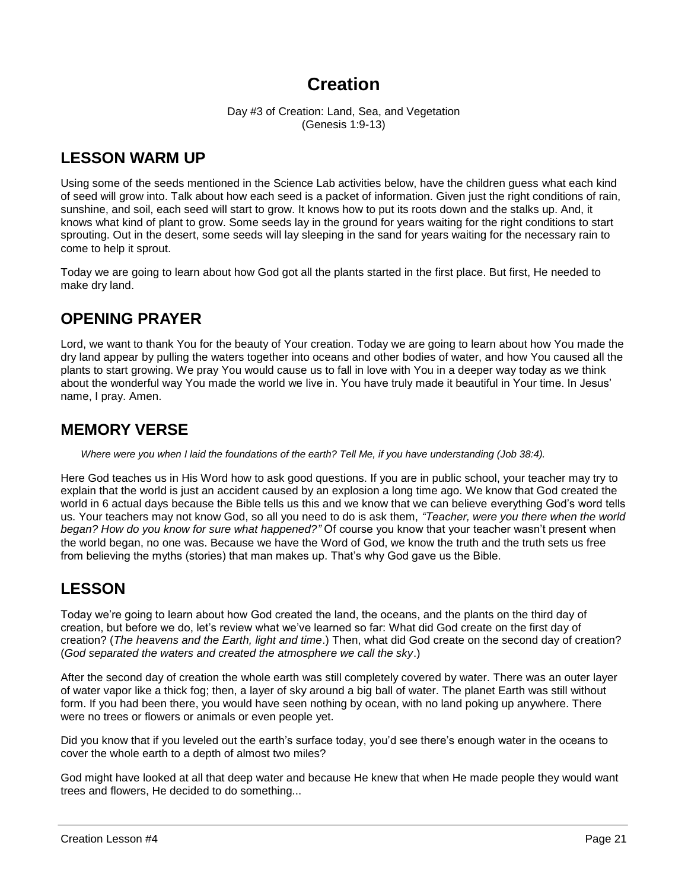# Creation

Day #3 of Creation: Land, Sea, and Vegetation
(Genesis 1:9-13)

## LESSON WARM UP

Using some of the seeds mentioned in the Science Lab activities below, have the children guess what each kind of seed will grow into. Talk about how each seed is a packet of information. Given just the right conditions of rain, sunshine, and soil, each seed will start to grow. It knows how to put its roots down and the stalks up. And, it knows what kind of plant to grow. Some seeds lay in the ground for years waiting for the right conditions to start sprouting. Out in the desert, some seeds will lay sleeping in the sand for years waiting for the necessary rain to come to help it sprout.

Today we are going to learn about how God got all the plants started in the first place. But first, He needed to make dry land.

## OPENING PRAYER

Lord, we want to thank You for the beauty of Your creation. Today we are going to learn about how You made the dry land appear by pulling the waters together into oceans and other bodies of water, and how You caused all the plants to start growing. We pray You would cause us to fall in love with You in a deeper way today as we think about the wonderful way You made the world we live in. You have truly made it beautiful in Your time. In Jesus' name, I pray. Amen.

## MEMORY VERSE

*Where were you when I laid the foundations of the earth? Tell Me, if you have understanding (Job 38:4).*

Here God teaches us in His Word how to ask good questions. If you are in public school, your teacher may try to explain that the world is just an accident caused by an explosion a long time ago. We know that God created the world in 6 actual days because the Bible tells us this and we know that we can believe everything God's word tells us. Your teachers may not know God, so all you need to do is ask them, *"Teacher, were you there when the world began? How do you know for sure what happened?"* Of course you know that your teacher wasn't present when the world began, no one was. Because we have the Word of God, we know the truth and the truth sets us free from believing the myths (stories) that man makes up. That's why God gave us the Bible.

## LESSON

Today we're going to learn about how God created the land, the oceans, and the plants on the third day of creation, but before we do, let's review what we've learned so far: What did God create on the first day of creation? (*The heavens and the Earth, light and time*.) Then, what did God create on the second day of creation? (*God separated the waters and created the atmosphere we call the sky*.)

After the second day of creation the whole earth was still completely covered by water. There was an outer layer of water vapor like a thick fog; then, a layer of sky around a big ball of water. The planet Earth was still without form. If you had been there, you would have seen nothing by ocean, with no land poking up anywhere. There were no trees or flowers or animals or even people yet.

Did you know that if you leveled out the earth's surface today, you'd see there's enough water in the oceans to cover the whole earth to a depth of almost two miles?

God might have looked at all that deep water and because He knew that when He made people they would want trees and flowers, He decided to do something...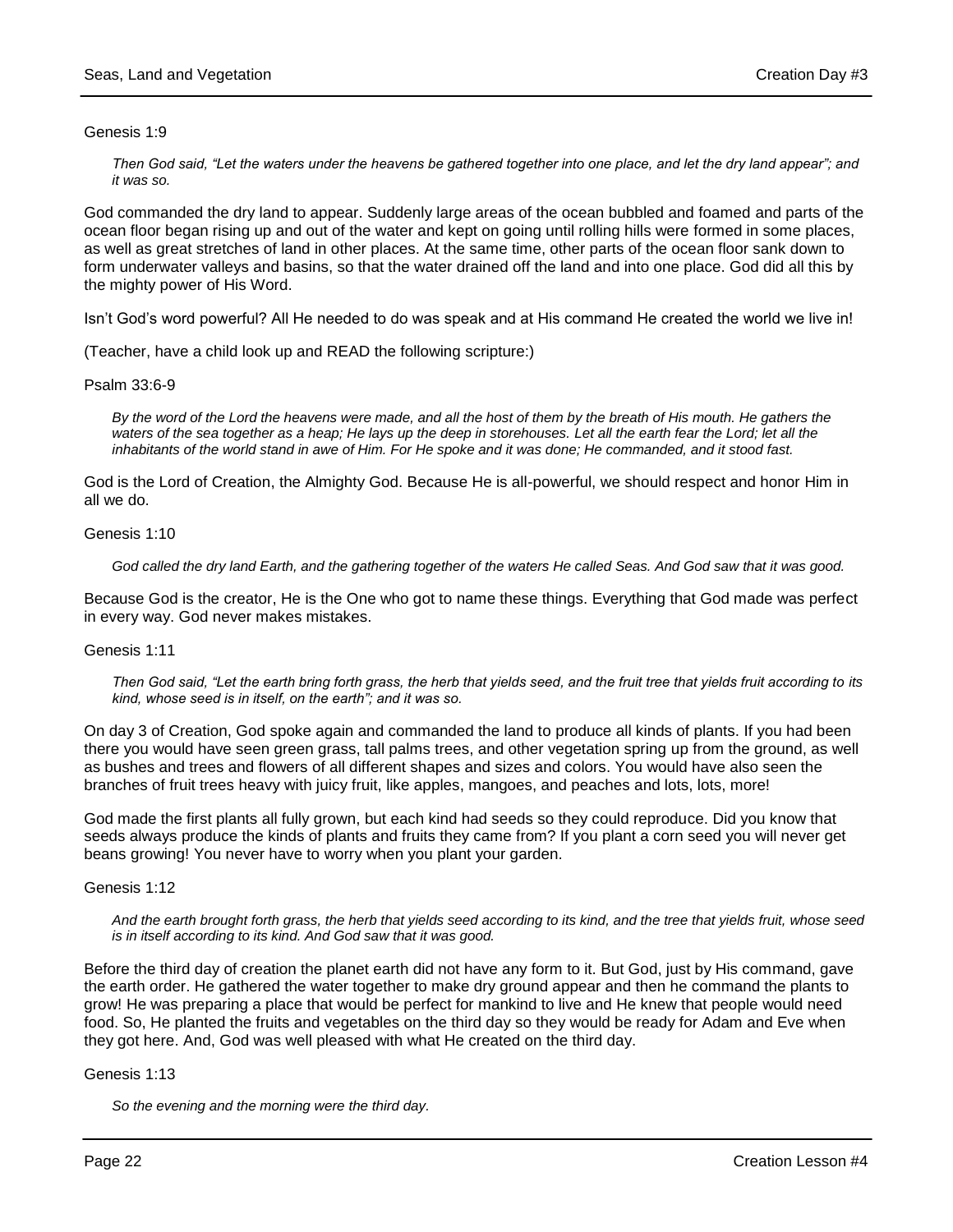Genesis 1:9

> *Then God said, "Let the waters under the heavens be gathered together into one place, and let the dry land appear"; and it was so.*

God commanded the dry land to appear. Suddenly large areas of the ocean bubbled and foamed and parts of the ocean floor began rising up and out of the water and kept on going until rolling hills were formed in some places, as well as great stretches of land in other places. At the same time, other parts of the ocean floor sank down to form underwater valleys and basins, so that the water drained off the land and into one place. God did all this by the mighty power of His Word.

Isn't God's word powerful? All He needed to do was speak and at His command He created the world we live in!

(Teacher, have a child look up and READ the following scripture:)

Psalm 33:6-9

> *By the word of the Lord the heavens were made, and all the host of them by the breath of His mouth. He gathers the waters of the sea together as a heap; He lays up the deep in storehouses. Let all the earth fear the Lord; let all the inhabitants of the world stand in awe of Him. For He spoke and it was done; He commanded, and it stood fast.*

God is the Lord of Creation, the Almighty God. Because He is all-powerful, we should respect and honor Him in all we do.

Genesis 1:10

> *God called the dry land Earth, and the gathering together of the waters He called Seas. And God saw that it was good.*

Because God is the creator, He is the One who got to name these things. Everything that God made was perfect in every way. God never makes mistakes.

Genesis 1:11

> *Then God said, "Let the earth bring forth grass, the herb that yields seed, and the fruit tree that yields fruit according to its kind, whose seed is in itself, on the earth"; and it was so.*

On day 3 of Creation, God spoke again and commanded the land to produce all kinds of plants. If you had been there you would have seen green grass, tall palms trees, and other vegetation spring up from the ground, as well as bushes and trees and flowers of all different shapes and sizes and colors. You would have also seen the branches of fruit trees heavy with juicy fruit, like apples, mangoes, and peaches and lots, lots, more!

God made the first plants all fully grown, but each kind had seeds so they could reproduce. Did you know that seeds always produce the kinds of plants and fruits they came from? If you plant a corn seed you will never get beans growing! You never have to worry when you plant your garden.

Genesis 1:12

> *And the earth brought forth grass, the herb that yields seed according to its kind, and the tree that yields fruit, whose seed is in itself according to its kind. And God saw that it was good.*

Before the third day of creation the planet earth did not have any form to it. But God, just by His command, gave the earth order. He gathered the water together to make dry ground appear and then he command the plants to grow! He was preparing a place that would be perfect for mankind to live and He knew that people would need food. So, He planted the fruits and vegetables on the third day so they would be ready for Adam and Eve when they got here. And, God was well pleased with what He created on the third day.

Genesis 1:13

> *So the evening and the morning were the third day.*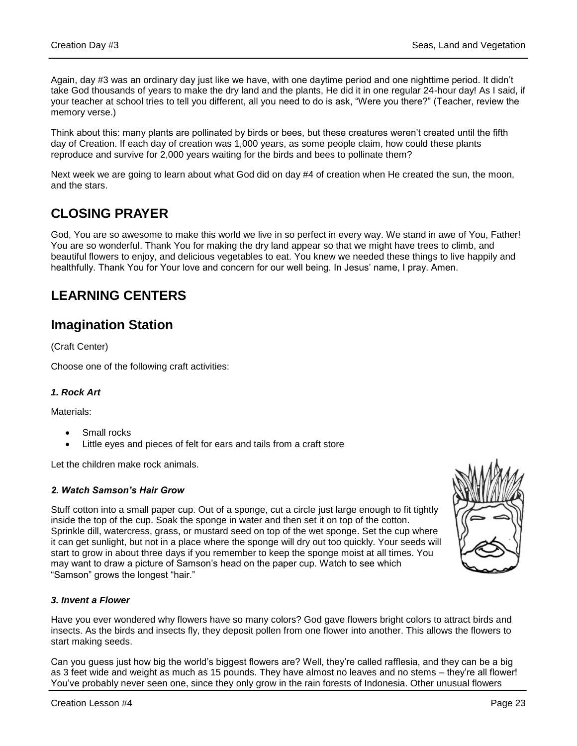Again, day #3 was an ordinary day just like we have, with one daytime period and one nighttime period. It didn't take God thousands of years to make the dry land and the plants, He did it in one regular 24-hour day! As I said, if your teacher at school tries to tell you different, all you need to do is ask, "Were you there?" (Teacher, review the memory verse.)

Think about this: many plants are pollinated by birds or bees, but these creatures weren't created until the fifth day of Creation. If each day of creation was 1,000 years, as some people claim, how could these plants reproduce and survive for 2,000 years waiting for the birds and bees to pollinate them?

Next week we are going to learn about what God did on day #4 of creation when He created the sun, the moon, and the stars.

## CLOSING PRAYER

God, You are so awesome to make this world we live in so perfect in every way. We stand in awe of You, Father! You are so wonderful. Thank You for making the dry land appear so that we might have trees to climb, and beautiful flowers to enjoy, and delicious vegetables to eat. You knew we needed these things to live happily and healthfully. Thank You for Your love and concern for our well being. In Jesus' name, I pray. Amen.

## LEARNING CENTERS

## Imagination Station

(Craft Center)

Choose one of the following craft activities:

#### *1. Rock Art*

Materials:

- Small rocks
- Little eyes and pieces of felt for ears and tails from a craft store

Let the children make rock animals.

#### *2. Watch Samson's Hair Grow*

Stuff cotton into a small paper cup. Out of a sponge, cut a circle just large enough to fit tightly inside the top of the cup. Soak the sponge in water and then set it on top of the cotton. Sprinkle dill, watercress, grass, or mustard seed on top of the wet sponge. Set the cup where it can get sunlight, but not in a place where the sponge will dry out too quickly. Your seeds will start to grow in about three days if you remember to keep the sponge moist at all times. You may want to draw a picture of Samson's head on the paper cup. Watch to see which "Samson" grows the longest "hair."

#### *3. Invent a Flower*

Have you ever wondered why flowers have so many colors? God gave flowers bright colors to attract birds and insects. As the birds and insects fly, they deposit pollen from one flower into another. This allows the flowers to start making seeds.

Can you guess just how big the world's biggest flowers are? Well, they're called rafflesia, and they can be a big as 3 feet wide and weight as much as 15 pounds. They have almost no leaves and no stems – they're all flower! You've probably never seen one, since they only grow in the rain forests of Indonesia. Other unusual flowers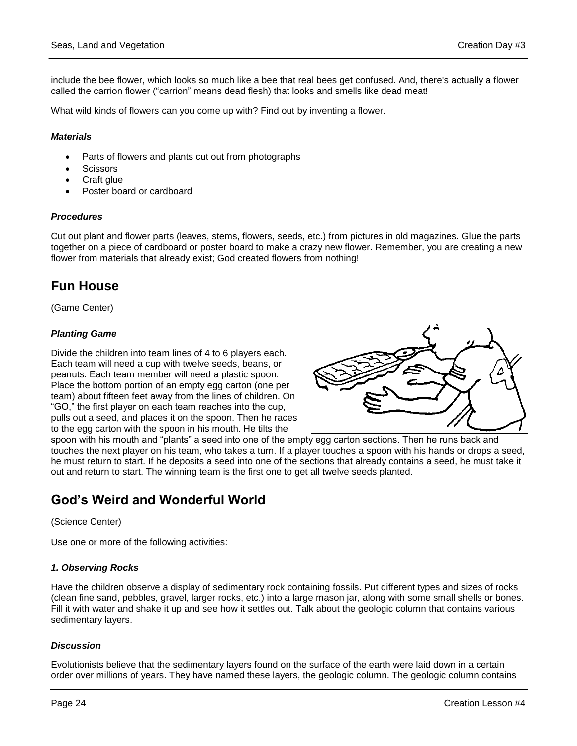include the bee flower, which looks so much like a bee that real bees get confused. And, there's actually a flower called the carrion flower ("carrion" means dead flesh) that looks and smells like dead meat!

What wild kinds of flowers can you come up with? Find out by inventing a flower.

#### *Materials*

- Parts of flowers and plants cut out from photographs
- Scissors
- Craft glue
- Poster board or cardboard

#### *Procedures*

Cut out plant and flower parts (leaves, stems, flowers, seeds, etc.) from pictures in old magazines. Glue the parts together on a piece of cardboard or poster board to make a crazy new flower. Remember, you are creating a new flower from materials that already exist; God created flowers from nothing!

## Fun House

(Game Center)

#### *Planting Game*

Divide the children into team lines of 4 to 6 players each. Each team will need a cup with twelve seeds, beans, or peanuts. Each team member will need a plastic spoon. Place the bottom portion of an empty egg carton (one per team) about fifteen feet away from the lines of children. On "GO," the first player on each team reaches into the cup, pulls out a seed, and places it on the spoon. Then he races to the egg carton with the spoon in his mouth. He tilts the spoon with his mouth and "plants" a seed into one of the empty egg carton sections. Then he runs back and touches the next player on his team, who takes a turn. If a player touches a spoon with his hands or drops a seed, he must return to start. If he deposits a seed into one of the sections that already contains a seed, he must take it out and return to start. The winning team is the first one to get all twelve seeds planted.

## God's Weird and Wonderful World

(Science Center)

Use one or more of the following activities:

#### *1. Observing Rocks*

Have the children observe a display of sedimentary rock containing fossils. Put different types and sizes of rocks (clean fine sand, pebbles, gravel, larger rocks, etc.) into a large mason jar, along with some small shells or bones. Fill it with water and shake it up and see how it settles out. Talk about the geologic column that contains various sedimentary layers.

#### *Discussion*

Evolutionists believe that the sedimentary layers found on the surface of the earth were laid down in a certain order over millions of years. They have named these layers, the geologic column. The geologic column contains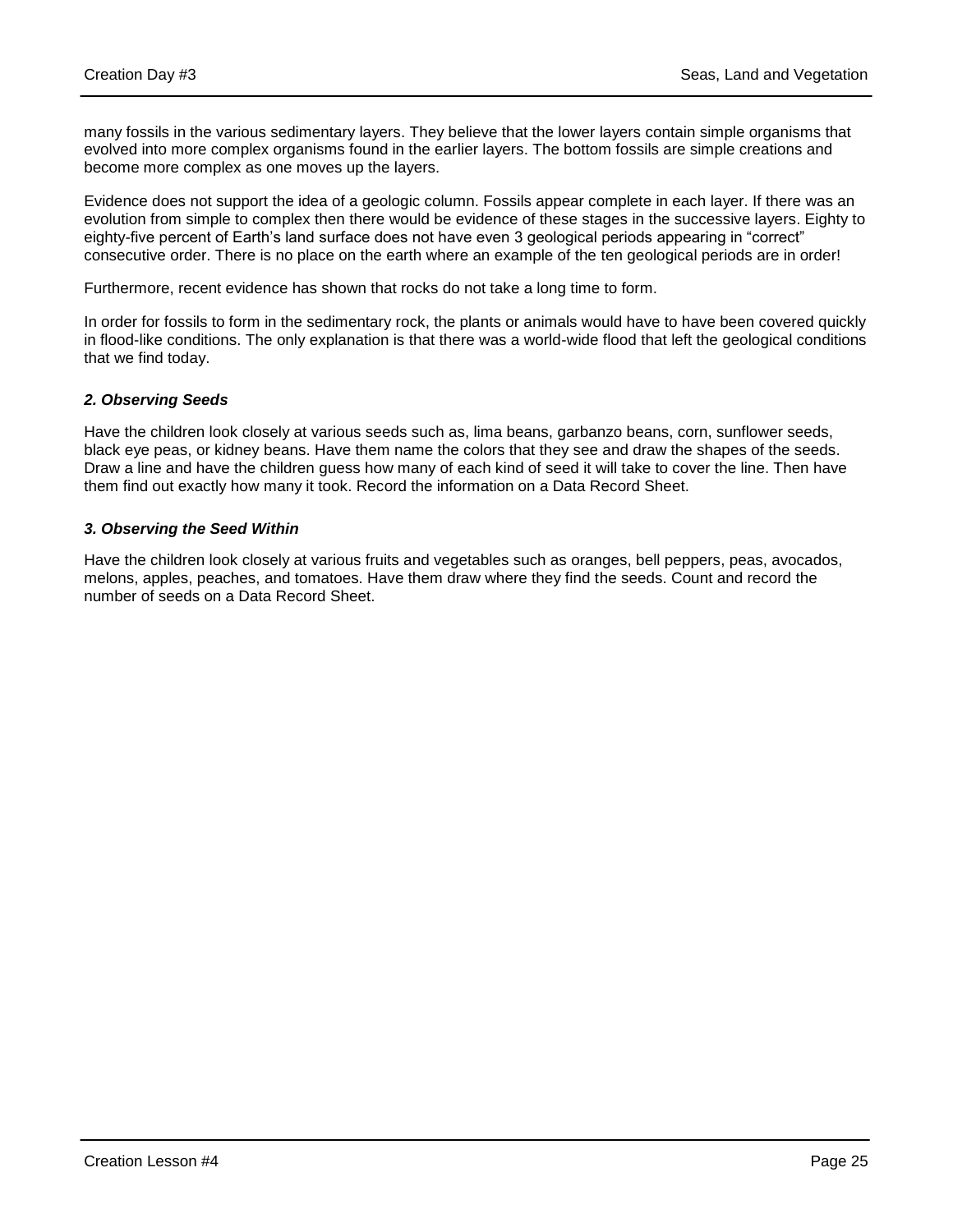many fossils in the various sedimentary layers. They believe that the lower layers contain simple organisms that evolved into more complex organisms found in the earlier layers. The bottom fossils are simple creations and become more complex as one moves up the layers.

Evidence does not support the idea of a geologic column. Fossils appear complete in each layer. If there was an evolution from simple to complex then there would be evidence of these stages in the successive layers. Eighty to eighty-five percent of Earth's land surface does not have even 3 geological periods appearing in "correct" consecutive order. There is no place on the earth where an example of the ten geological periods are in order!

Furthermore, recent evidence has shown that rocks do not take a long time to form.

In order for fossils to form in the sedimentary rock, the plants or animals would have to have been covered quickly in flood-like conditions. The only explanation is that there was a world-wide flood that left the geological conditions that we find today.

### *2. Observing Seeds*

Have the children look closely at various seeds such as, lima beans, garbanzo beans, corn, sunflower seeds, black eye peas, or kidney beans. Have them name the colors that they see and draw the shapes of the seeds. Draw a line and have the children guess how many of each kind of seed it will take to cover the line. Then have them find out exactly how many it took. Record the information on a Data Record Sheet.

### *3. Observing the Seed Within*

Have the children look closely at various fruits and vegetables such as oranges, bell peppers, peas, avocados, melons, apples, peaches, and tomatoes. Have them draw where they find the seeds. Count and record the number of seeds on a Data Record Sheet.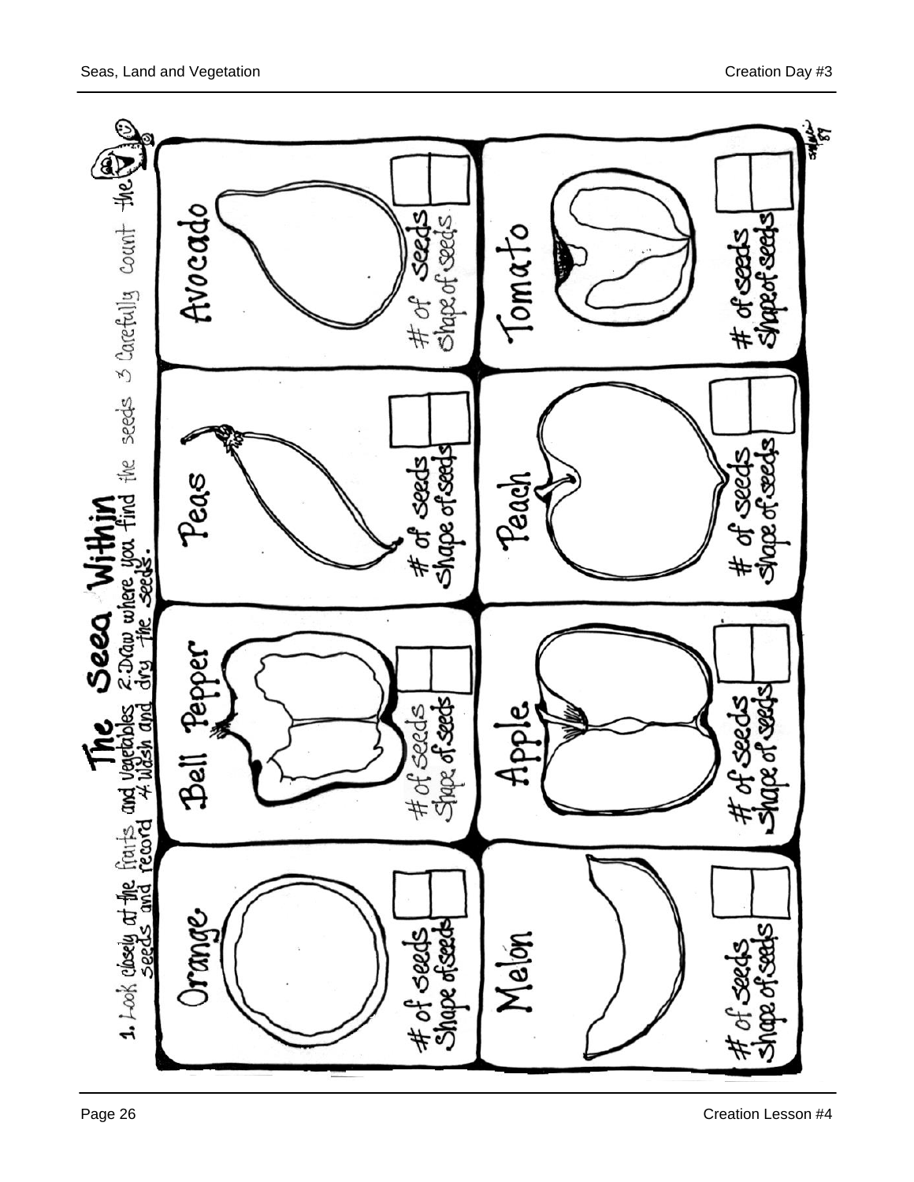# The Seed Within

1. Look closely at the fruits and vegetables seeds and record 2. Draw where you find the seeds 3. Carefully count the seeds 4. Wash and dry the seeds.

Orange

# of seeds
Shape of seeds

Bell Pepper

# of seeds
Shape of seeds

Peas

# of seeds
Shape of seeds

Avocado

# of seeds
Shape of seeds

Melon

# of seeds
Shape of seeds

Apple

# of seeds
Shape of seeds

Peach

# of seeds
Shape of seeds

Tomato

# of seeds
Shape of seeds